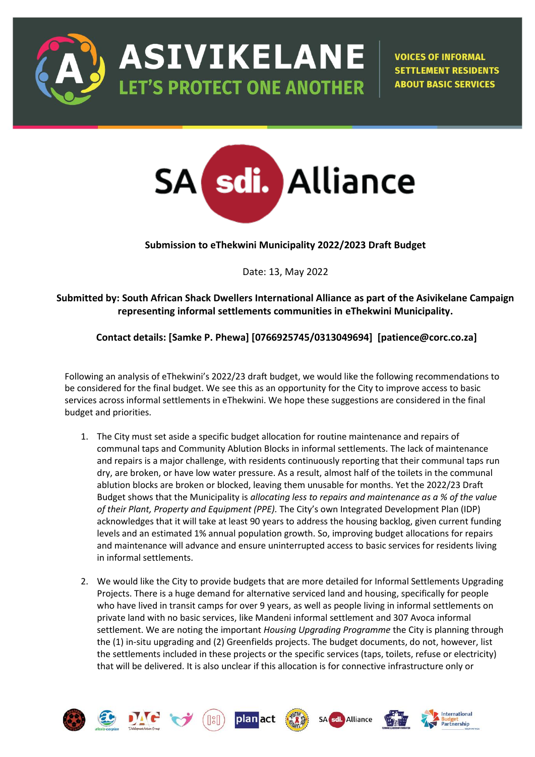ASIVIKELANE
LET'S PROTECT ONE ANOTHER

VOICES OF INFORMAL SETTLEMENT RESIDENTS ABOUT BASIC SERVICES

SA sdi. Alliance

**Submission to eThekwini Municipality 2022/2023 Draft Budget**

Date: 13, May 2022

**Submitted by: South African Shack Dwellers International Alliance as part of the Asivikelane Campaign representing informal settlements communities in eThekwini Municipality.**

**Contact details: [Samke P. Phewa] [0766925745/0313049694] [patience@corc.co.za]**

Following an analysis of eThekwini's 2022/23 draft budget, we would like the following recommendations to be considered for the final budget. We see this as an opportunity for the City to improve access to basic services across informal settlements in eThekwini. We hope these suggestions are considered in the final budget and priorities.

1. The City must set aside a specific budget allocation for routine maintenance and repairs of communal taps and Community Ablution Blocks in informal settlements. The lack of maintenance and repairs is a major challenge, with residents continuously reporting that their communal taps run dry, are broken, or have low water pressure. As a result, almost half of the toilets in the communal ablution blocks are broken or blocked, leaving them unusable for months. Yet the 2022/23 Draft Budget shows that the Municipality is *allocating less to repairs and maintenance as a % of the value of their Plant, Property and Equipment (PPE).* The City's own Integrated Development Plan (IDP) acknowledges that it will take at least 90 years to address the housing backlog, given current funding levels and an estimated 1% annual population growth. So, improving budget allocations for repairs and maintenance will advance and ensure uninterrupted access to basic services for residents living in informal settlements.

2. We would like the City to provide budgets that are more detailed for Informal Settlements Upgrading Projects. There is a huge demand for alternative serviced land and housing, specifically for people who have lived in transit camps for over 9 years, as well as people living in informal settlements on private land with no basic services, like Mandeni informal settlement and 307 Avoca informal settlement. We are noting the important *Housing Upgrading Programme* the City is planning through the (1) in-situ upgrading and (2) Greenfields projects. The budget documents, do not, however, list the settlements included in these projects or the specific services (taps, toilets, refuse or electricity) that will be delivered. It is also unclear if this allocation is for connective infrastructure only or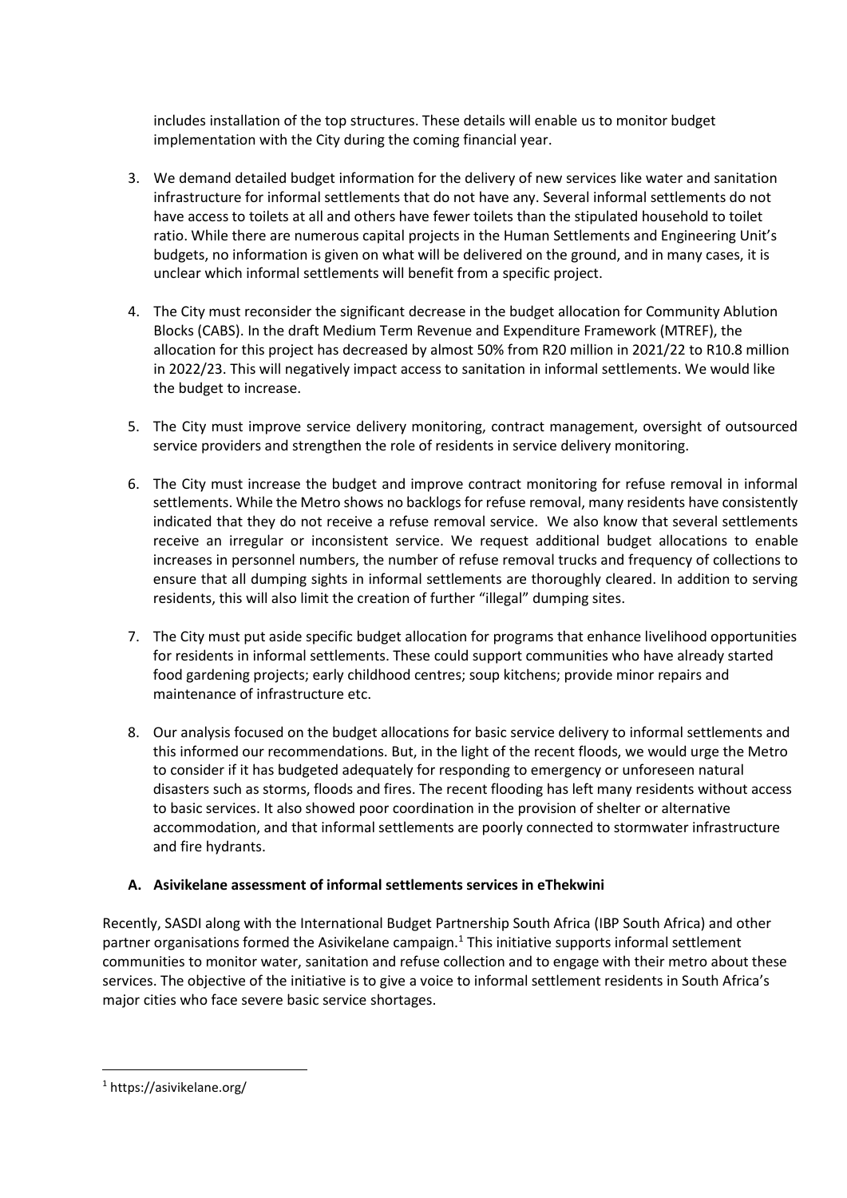includes installation of the top structures. These details will enable us to monitor budget implementation with the City during the coming financial year.

3. We demand detailed budget information for the delivery of new services like water and sanitation infrastructure for informal settlements that do not have any. Several informal settlements do not have access to toilets at all and others have fewer toilets than the stipulated household to toilet ratio. While there are numerous capital projects in the Human Settlements and Engineering Unit's budgets, no information is given on what will be delivered on the ground, and in many cases, it is unclear which informal settlements will benefit from a specific project.

4. The City must reconsider the significant decrease in the budget allocation for Community Ablution Blocks (CABS). In the draft Medium Term Revenue and Expenditure Framework (MTREF), the allocation for this project has decreased by almost 50% from R20 million in 2021/22 to R10.8 million in 2022/23. This will negatively impact access to sanitation in informal settlements. We would like the budget to increase.

5. The City must improve service delivery monitoring, contract management, oversight of outsourced service providers and strengthen the role of residents in service delivery monitoring.

6. The City must increase the budget and improve contract monitoring for refuse removal in informal settlements. While the Metro shows no backlogs for refuse removal, many residents have consistently indicated that they do not receive a refuse removal service. We also know that several settlements receive an irregular or inconsistent service. We request additional budget allocations to enable increases in personnel numbers, the number of refuse removal trucks and frequency of collections to ensure that all dumping sights in informal settlements are thoroughly cleared. In addition to serving residents, this will also limit the creation of further "illegal" dumping sites.

7. The City must put aside specific budget allocation for programs that enhance livelihood opportunities for residents in informal settlements. These could support communities who have already started food gardening projects; early childhood centres; soup kitchens; provide minor repairs and maintenance of infrastructure etc.

8. Our analysis focused on the budget allocations for basic service delivery to informal settlements and this informed our recommendations. But, in the light of the recent floods, we would urge the Metro to consider if it has budgeted adequately for responding to emergency or unforeseen natural disasters such as storms, floods and fires. The recent flooding has left many residents without access to basic services. It also showed poor coordination in the provision of shelter or alternative accommodation, and that informal settlements are poorly connected to stormwater infrastructure and fire hydrants.

## A. Asivikelane assessment of informal settlements services in eThekwini

Recently, SASDI along with the International Budget Partnership South Africa (IBP South Africa) and other partner organisations formed the Asivikelane campaign.[1] This initiative supports informal settlement communities to monitor water, sanitation and refuse collection and to engage with their metro about these services. The objective of the initiative is to give a voice to informal settlement residents in South Africa's major cities who face severe basic service shortages.

---

[1] https://asivikelane.org/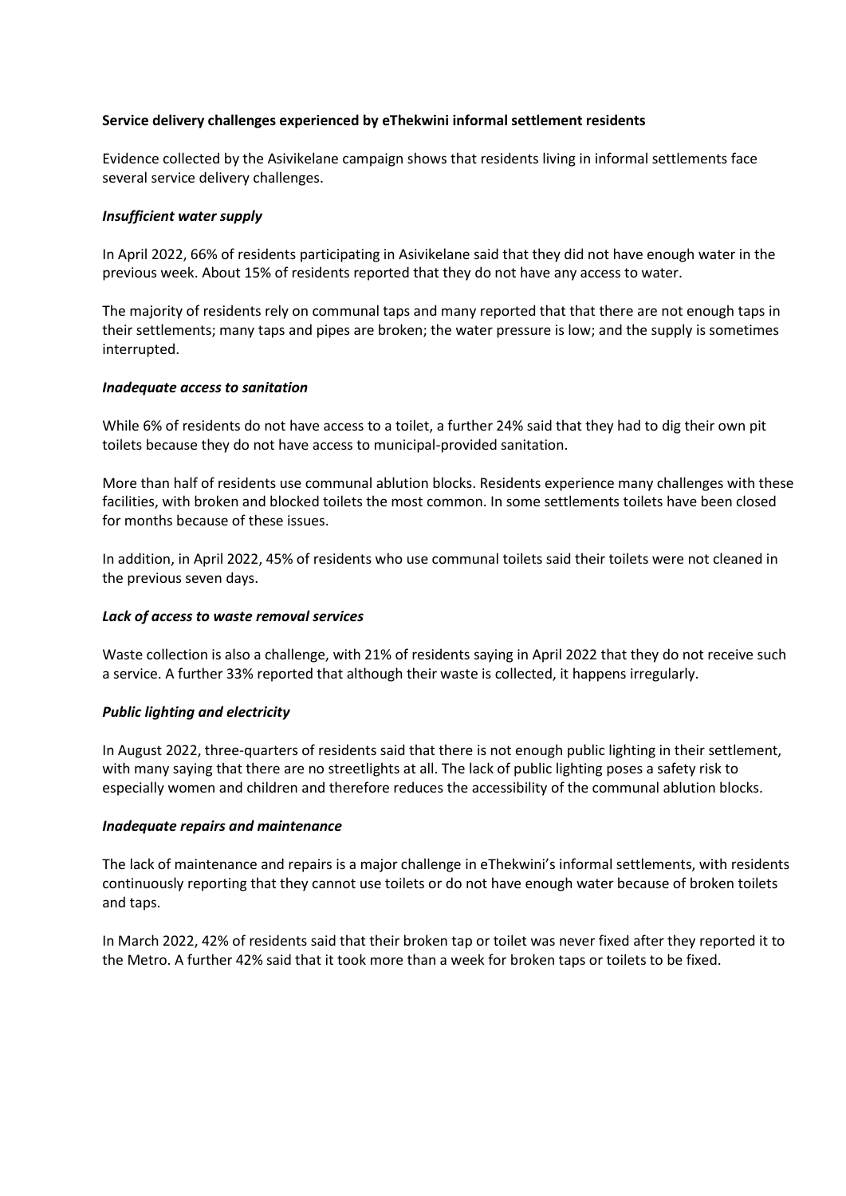**Service delivery challenges experienced by eThekwini informal settlement residents**

Evidence collected by the Asivikelane campaign shows that residents living in informal settlements face several service delivery challenges.

***Insufficient water supply***

In April 2022, 66% of residents participating in Asivikelane said that they did not have enough water in the previous week. About 15% of residents reported that they do not have any access to water.

The majority of residents rely on communal taps and many reported that that there are not enough taps in their settlements; many taps and pipes are broken; the water pressure is low; and the supply is sometimes interrupted.

***Inadequate access to sanitation***

While 6% of residents do not have access to a toilet, a further 24% said that they had to dig their own pit toilets because they do not have access to municipal-provided sanitation.

More than half of residents use communal ablution blocks. Residents experience many challenges with these facilities, with broken and blocked toilets the most common. In some settlements toilets have been closed for months because of these issues.

In addition, in April 2022, 45% of residents who use communal toilets said their toilets were not cleaned in the previous seven days.

***Lack of access to waste removal services***

Waste collection is also a challenge, with 21% of residents saying in April 2022 that they do not receive such a service. A further 33% reported that although their waste is collected, it happens irregularly.

***Public lighting and electricity***

In August 2022, three-quarters of residents said that there is not enough public lighting in their settlement, with many saying that there are no streetlights at all. The lack of public lighting poses a safety risk to especially women and children and therefore reduces the accessibility of the communal ablution blocks.

***Inadequate repairs and maintenance***

The lack of maintenance and repairs is a major challenge in eThekwini's informal settlements, with residents continuously reporting that they cannot use toilets or do not have enough water because of broken toilets and taps.

In March 2022, 42% of residents said that their broken tap or toilet was never fixed after they reported it to the Metro. A further 42% said that it took more than a week for broken taps or toilets to be fixed.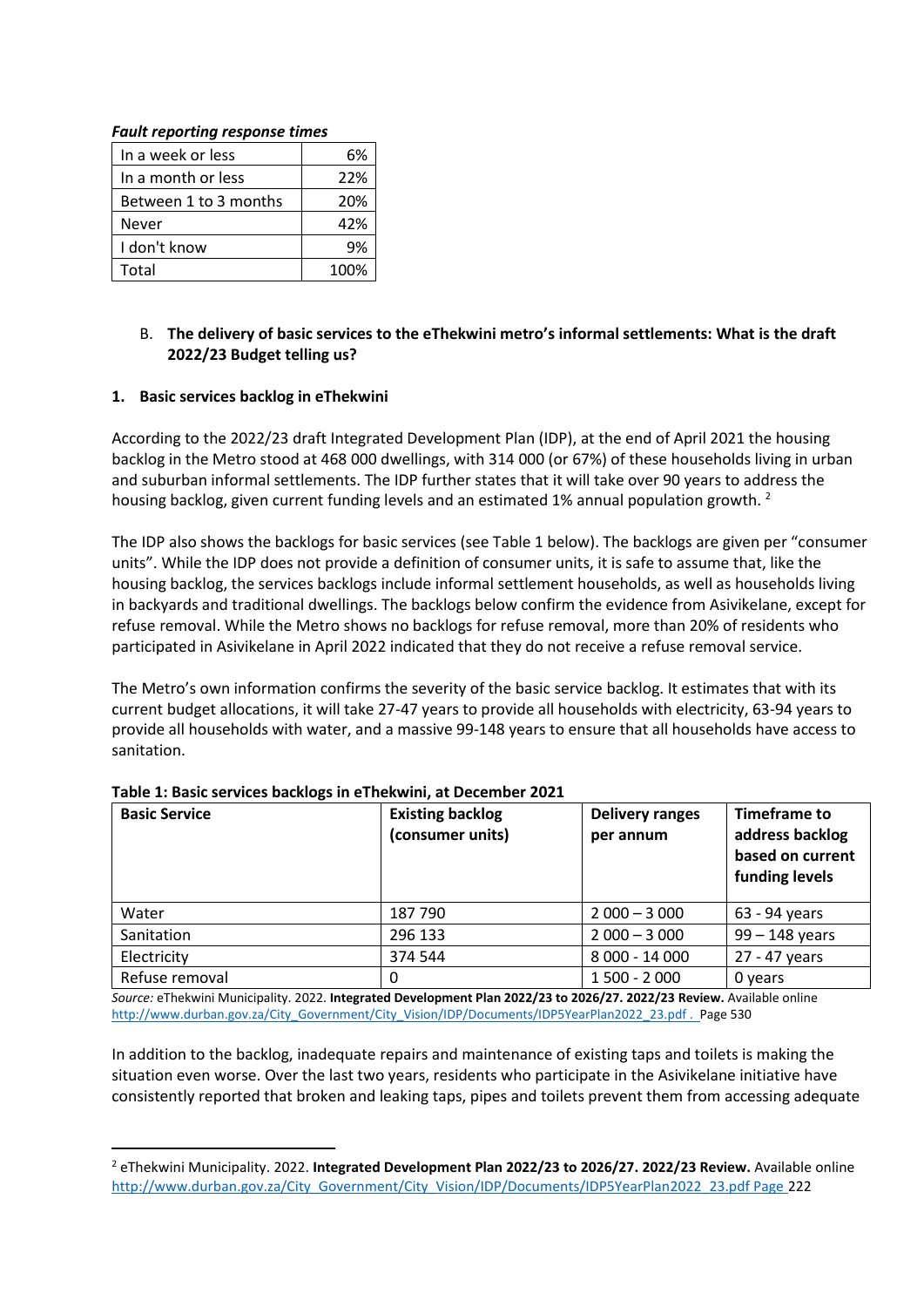***Fault reporting response times***

| | |
|---|---|
| In a week or less | 6% |
| In a month or less | 22% |
| Between 1 to 3 months | 20% |
| Never | 42% |
| I don't know | 9% |
| Total | 100% |

B. **The delivery of basic services to the eThekwini metro's informal settlements: What is the draft 2022/23 Budget telling us?**

**1. Basic services backlog in eThekwini**

According to the 2022/23 draft Integrated Development Plan (IDP), at the end of April 2021 the housing backlog in the Metro stood at 468 000 dwellings, with 314 000 (or 67%) of these households living in urban and suburban informal settlements. The IDP further states that it will take over 90 years to address the housing backlog, given current funding levels and an estimated 1% annual population growth. [2]

The IDP also shows the backlogs for basic services (see Table 1 below). The backlogs are given per "consumer units". While the IDP does not provide a definition of consumer units, it is safe to assume that, like the housing backlog, the services backlogs include informal settlement households, as well as households living in backyards and traditional dwellings. The backlogs below confirm the evidence from Asivikelane, except for refuse removal. While the Metro shows no backlogs for refuse removal, more than 20% of residents who participated in Asivikelane in April 2022 indicated that they do not receive a refuse removal service.

The Metro's own information confirms the severity of the basic service backlog. It estimates that with its current budget allocations, it will take 27-47 years to provide all households with electricity, 63-94 years to provide all households with water, and a massive 99-148 years to ensure that all households have access to sanitation.

**Table 1: Basic services backlogs in eThekwini, at December 2021**

| Basic Service | Existing backlog (consumer units) | Delivery ranges per annum | Timeframe to address backlog based on current funding levels |
|---|---|---|---|
| Water | 187 790 | 2 000 – 3 000 | 63 - 94 years |
| Sanitation | 296 133 | 2 000 – 3 000 | 99 – 148 years |
| Electricity | 374 544 | 8 000 - 14 000 | 27 - 47 years |
| Refuse removal | 0 | 1 500 - 2 000 | 0 years |

*Source:* eThekwini Municipality. 2022. **Integrated Development Plan 2022/23 to 2026/27. 2022/23 Review.** Available online http://www.durban.gov.za/City_Government/City_Vision/IDP/Documents/IDP5YearPlan2022_23.pdf . Page 530

In addition to the backlog, inadequate repairs and maintenance of existing taps and toilets is making the situation even worse. Over the last two years, residents who participate in the Asivikelane initiative have consistently reported that broken and leaking taps, pipes and toilets prevent them from accessing adequate

[2] eThekwini Municipality. 2022. **Integrated Development Plan 2022/23 to 2026/27. 2022/23 Review.** Available online http://www.durban.gov.za/City_Government/City_Vision/IDP/Documents/IDP5YearPlan2022_23.pdf Page 222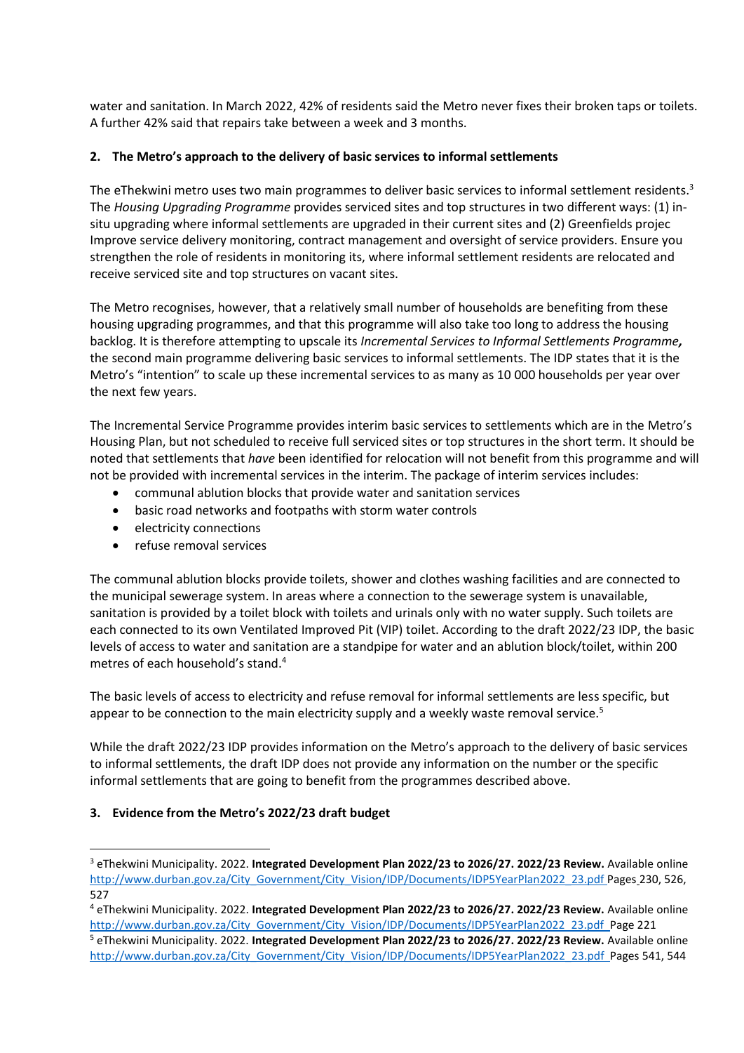water and sanitation. In March 2022, 42% of residents said the Metro never fixes their broken taps or toilets. A further 42% said that repairs take between a week and 3 months.

## 2. The Metro's approach to the delivery of basic services to informal settlements

The eThekwini metro uses two main programmes to deliver basic services to informal settlement residents.[3] The *Housing Upgrading Programme* provides serviced sites and top structures in two different ways: (1) in-situ upgrading where informal settlements are upgraded in their current sites and (2) Greenfields projec Improve service delivery monitoring, contract management and oversight of service providers. Ensure you strengthen the role of residents in monitoring its, where informal settlement residents are relocated and receive serviced site and top structures on vacant sites.

The Metro recognises, however, that a relatively small number of households are benefiting from these housing upgrading programmes, and that this programme will also take too long to address the housing backlog. It is therefore attempting to upscale its *Incremental Services to Informal Settlements Programme***,** the second main programme delivering basic services to informal settlements. The IDP states that it is the Metro's "intention" to scale up these incremental services to as many as 10 000 households per year over the next few years.

The Incremental Service Programme provides interim basic services to settlements which are in the Metro's Housing Plan, but not scheduled to receive full serviced sites or top structures in the short term. It should be noted that settlements that *have* been identified for relocation will not benefit from this programme and will not be provided with incremental services in the interim. The package of interim services includes:

- communal ablution blocks that provide water and sanitation services
- basic road networks and footpaths with storm water controls
- electricity connections
- refuse removal services

The communal ablution blocks provide toilets, shower and clothes washing facilities and are connected to the municipal sewerage system. In areas where a connection to the sewerage system is unavailable, sanitation is provided by a toilet block with toilets and urinals only with no water supply. Such toilets are each connected to its own Ventilated Improved Pit (VIP) toilet. According to the draft 2022/23 IDP, the basic levels of access to water and sanitation are a standpipe for water and an ablution block/toilet, within 200 metres of each household's stand.[4]

The basic levels of access to electricity and refuse removal for informal settlements are less specific, but appear to be connection to the main electricity supply and a weekly waste removal service.[5]

While the draft 2022/23 IDP provides information on the Metro's approach to the delivery of basic services to informal settlements, the draft IDP does not provide any information on the number or the specific informal settlements that are going to benefit from the programmes described above.

## 3. Evidence from the Metro's 2022/23 draft budget

---

[3] eThekwini Municipality. 2022. **Integrated Development Plan 2022/23 to 2026/27. 2022/23 Review.** Available online http://www.durban.gov.za/City_Government/City_Vision/IDP/Documents/IDP5YearPlan2022_23.pdf Pages 230, 526, 527

[4] eThekwini Municipality. 2022. **Integrated Development Plan 2022/23 to 2026/27. 2022/23 Review.** Available online http://www.durban.gov.za/City_Government/City_Vision/IDP/Documents/IDP5YearPlan2022_23.pdf Page 221

[5] eThekwini Municipality. 2022. **Integrated Development Plan 2022/23 to 2026/27. 2022/23 Review.** Available online http://www.durban.gov.za/City_Government/City_Vision/IDP/Documents/IDP5YearPlan2022_23.pdf Pages 541, 544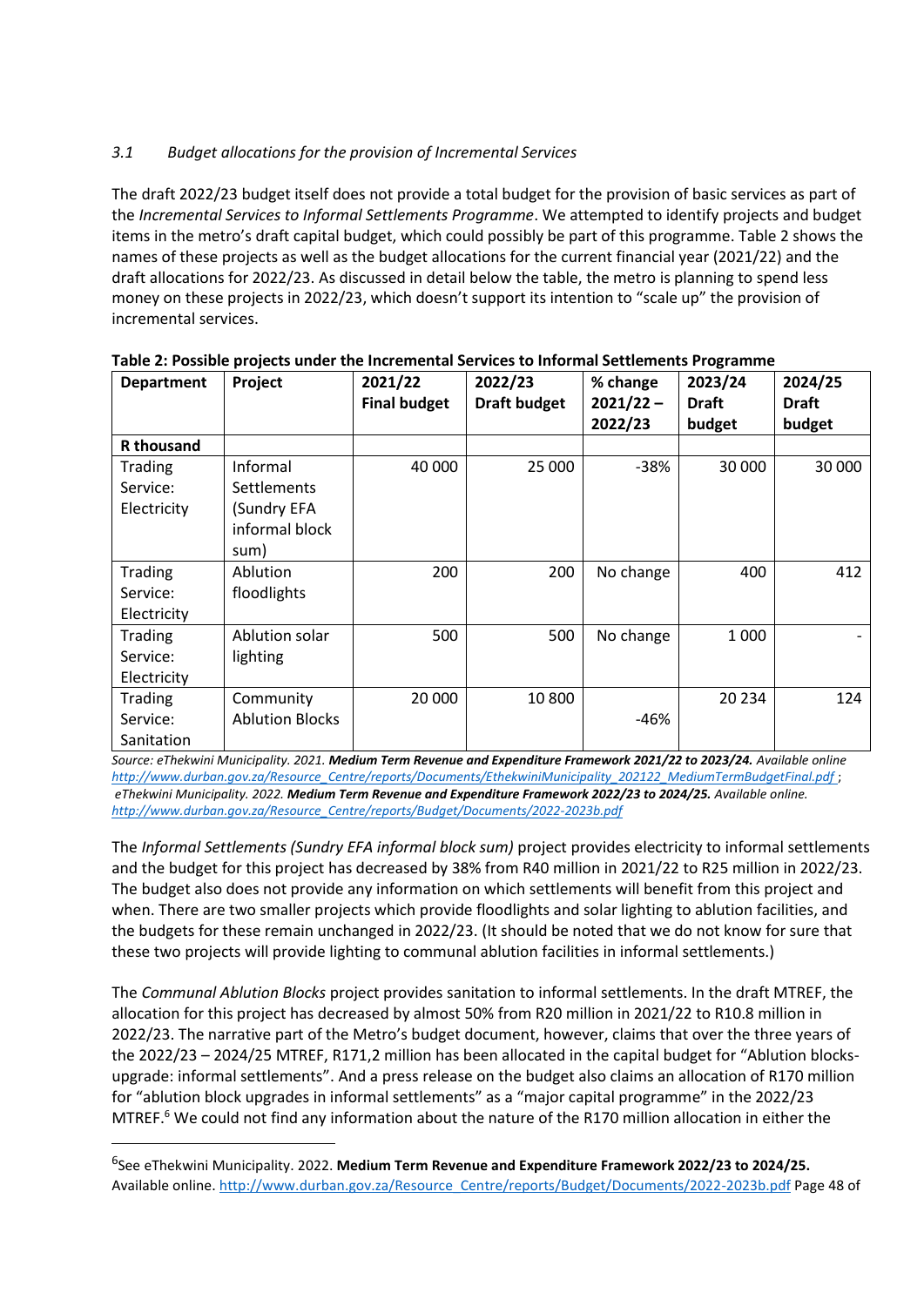### *3.1 Budget allocations for the provision of Incremental Services*

The draft 2022/23 budget itself does not provide a total budget for the provision of basic services as part of the *Incremental Services to Informal Settlements Programme*. We attempted to identify projects and budget items in the metro's draft capital budget, which could possibly be part of this programme. Table 2 shows the names of these projects as well as the budget allocations for the current financial year (2021/22) and the draft allocations for 2022/23. As discussed in detail below the table, the metro is planning to spend less money on these projects in 2022/23, which doesn't support its intention to "scale up" the provision of incremental services.

**Table 2: Possible projects under the Incremental Services to Informal Settlements Programme**

| Department | Project | 2021/22 Final budget | 2022/23 Draft budget | % change 2021/22 – 2022/23 | 2023/24 Draft budget | 2024/25 Draft budget |
|---|---|---|---|---|---|---|
| **R thousand** | | | | | | |
| Trading Service: Electricity | Informal Settlements (Sundry EFA informal block sum) | 40 000 | 25 000 | -38% | 30 000 | 30 000 |
| Trading Service: Electricity | Ablution floodlights | 200 | 200 | No change | 400 | 412 |
| Trading Service: Electricity | Ablution solar lighting | 500 | 500 | No change | 1 000 | - |
| Trading Service: Sanitation | Community Ablution Blocks | 20 000 | 10 800 | -46% | 20 234 | 124 |

*Source: eThekwini Municipality. 2021.* ***Medium Term Revenue and Expenditure Framework 2021/22 to 2023/24.*** *Available online* *http://www.durban.gov.za/Resource_Centre/reports/Documents/EthekwiniMunicipality_202122_MediumTermBudgetFinal.pdf* ; *eThekwini Municipality. 2022.* ***Medium Term Revenue and Expenditure Framework 2022/23 to 2024/25.*** *Available online.* *http://www.durban.gov.za/Resource_Centre/reports/Budget/Documents/2022-2023b.pdf*

The *Informal Settlements (Sundry EFA informal block sum)* project provides electricity to informal settlements and the budget for this project has decreased by 38% from R40 million in 2021/22 to R25 million in 2022/23. The budget also does not provide any information on which settlements will benefit from this project and when. There are two smaller projects which provide floodlights and solar lighting to ablution facilities, and the budgets for these remain unchanged in 2022/23. (It should be noted that we do not know for sure that these two projects will provide lighting to communal ablution facilities in informal settlements.)

The *Communal Ablution Blocks* project provides sanitation to informal settlements. In the draft MTREF, the allocation for this project has decreased by almost 50% from R20 million in 2021/22 to R10.8 million in 2022/23. The narrative part of the Metro's budget document, however, claims that over the three years of the 2022/23 – 2024/25 MTREF, R171,2 million has been allocated in the capital budget for "Ablution blocks-upgrade: informal settlements". And a press release on the budget also claims an allocation of R170 million for "ablution block upgrades in informal settlements" as a "major capital programme" in the 2022/23 MTREF.[6] We could not find any information about the nature of the R170 million allocation in either the

[6]See eThekwini Municipality. 2022. **Medium Term Revenue and Expenditure Framework 2022/23 to 2024/25.** Available online. http://www.durban.gov.za/Resource_Centre/reports/Budget/Documents/2022-2023b.pdf Page 48 of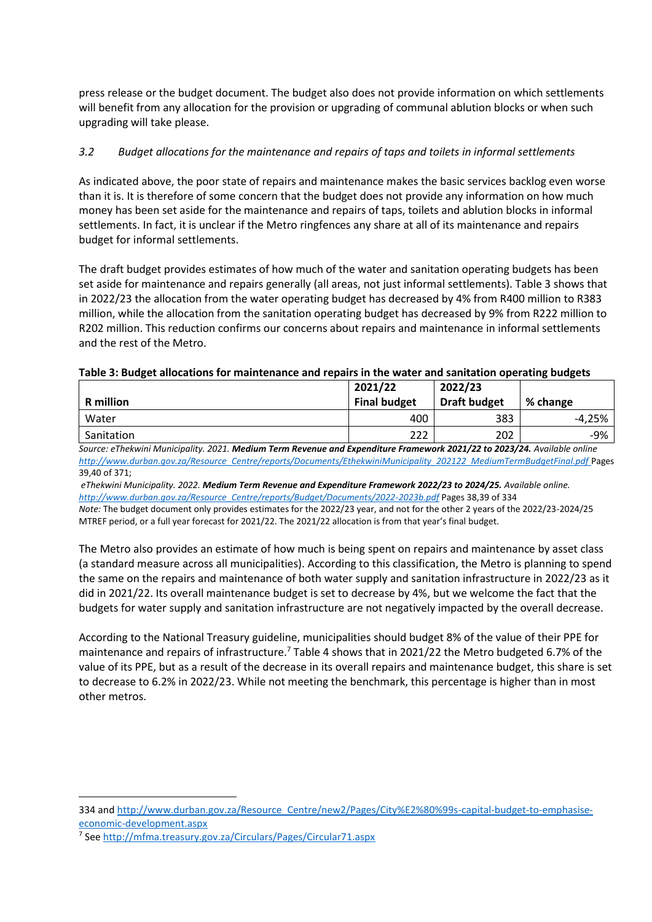press release or the budget document. The budget also does not provide information on which settlements will benefit from any allocation for the provision or upgrading of communal ablution blocks or when such upgrading will take please.

### *3.2 Budget allocations for the maintenance and repairs of taps and toilets in informal settlements*

As indicated above, the poor state of repairs and maintenance makes the basic services backlog even worse than it is. It is therefore of some concern that the budget does not provide any information on how much money has been set aside for the maintenance and repairs of taps, toilets and ablution blocks in informal settlements. In fact, it is unclear if the Metro ringfences any share at all of its maintenance and repairs budget for informal settlements.

The draft budget provides estimates of how much of the water and sanitation operating budgets has been set aside for maintenance and repairs generally (all areas, not just informal settlements). Table 3 shows that in 2022/23 the allocation from the water operating budget has decreased by 4% from R400 million to R383 million, while the allocation from the sanitation operating budget has decreased by 9% from R222 million to R202 million. This reduction confirms our concerns about repairs and maintenance in informal settlements and the rest of the Metro.

**Table 3: Budget allocations for maintenance and repairs in the water and sanitation operating budgets**

| R million | 2021/22 Final budget | 2022/23 Draft budget | % change |
|---|---|---|---|
| Water | 400 | 383 | -4,25% |
| Sanitation | 222 | 202 | -9% |

*Source: eThekwini Municipality. 2021.* ***Medium Term Revenue and Expenditure Framework 2021/22 to 2023/24.*** *Available online* http://www.durban.gov.za/Resource_Centre/reports/Documents/EthekwiniMunicipality_202122_MediumTermBudgetFinal.pdf Pages 39,40 of 371;

*eThekwini Municipality. 2022.* ***Medium Term Revenue and Expenditure Framework 2022/23 to 2024/25.*** *Available online.* http://www.durban.gov.za/Resource_Centre/reports/Budget/Documents/2022-2023b.pdf Pages 38,39 of 334

*Note:* The budget document only provides estimates for the 2022/23 year, and not for the other 2 years of the 2022/23-2024/25 MTREF period, or a full year forecast for 2021/22. The 2021/22 allocation is from that year's final budget.

The Metro also provides an estimate of how much is being spent on repairs and maintenance by asset class (a standard measure across all municipalities). According to this classification, the Metro is planning to spend the same on the repairs and maintenance of both water supply and sanitation infrastructure in 2022/23 as it did in 2021/22. Its overall maintenance budget is set to decrease by 4%, but we welcome the fact that the budgets for water supply and sanitation infrastructure are not negatively impacted by the overall decrease.

According to the National Treasury guideline, municipalities should budget 8% of the value of their PPE for maintenance and repairs of infrastructure.[7] Table 4 shows that in 2021/22 the Metro budgeted 6.7% of the value of its PPE, but as a result of the decrease in its overall repairs and maintenance budget, this share is set to decrease to 6.2% in 2022/23. While not meeting the benchmark, this percentage is higher than in most other metros.

---

334 and http://www.durban.gov.za/Resource_Centre/new2/Pages/City%E2%80%99s-capital-budget-to-emphasise-economic-development.aspx

[7] See http://mfma.treasury.gov.za/Circulars/Pages/Circular71.aspx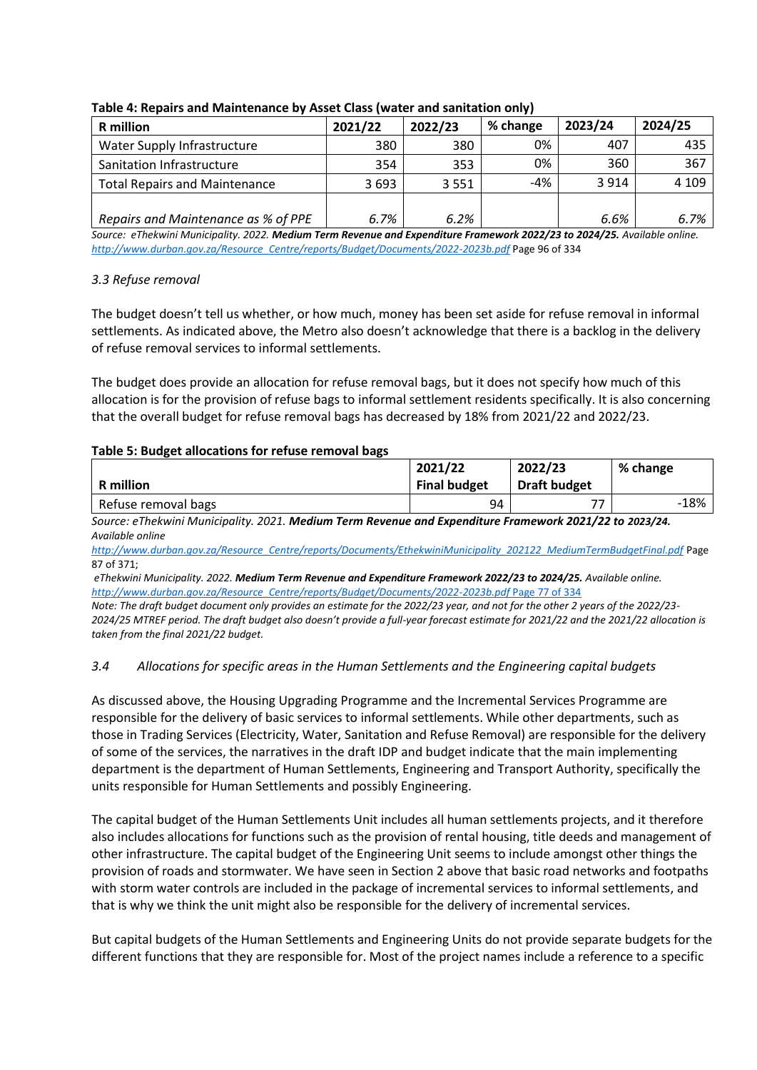**Table 4: Repairs and Maintenance by Asset Class (water and sanitation only)**

| R million | 2021/22 | 2022/23 | % change | 2023/24 | 2024/25 |
|---|---|---|---|---|---|
| Water Supply Infrastructure | 380 | 380 | 0% | 407 | 435 |
| Sanitation Infrastructure | 354 | 353 | 0% | 360 | 367 |
| Total Repairs and Maintenance | 3 693 | 3 551 | -4% | 3 914 | 4 109 |
| *Repairs and Maintenance as % of PPE* | *6.7%* | *6.2%* | | *6.6%* | *6.7%* |

*Source: eThekwini Municipality. 2022.* ***Medium Term Revenue and Expenditure Framework 2022/23 to 2024/25.*** *Available online.* *http://www.durban.gov.za/Resource_Centre/reports/Budget/Documents/2022-2023b.pdf* Page 96 of 334

### *3.3 Refuse removal*

The budget doesn't tell us whether, or how much, money has been set aside for refuse removal in informal settlements. As indicated above, the Metro also doesn't acknowledge that there is a backlog in the delivery of refuse removal services to informal settlements.

The budget does provide an allocation for refuse removal bags, but it does not specify how much of this allocation is for the provision of refuse bags to informal settlement residents specifically. It is also concerning that the overall budget for refuse removal bags has decreased by 18% from 2021/22 and 2022/23.

**Table 5: Budget allocations for refuse removal bags**

| R million | 2021/22 Final budget | 2022/23 Draft budget | % change |
|---|---|---|---|
| Refuse removal bags | 94 | 77 | -18% |

*Source: eThekwini Municipality. 2021.* ***Medium Term Revenue and Expenditure Framework 2021/22 to 2023/24.*** *Available online*
*http://www.durban.gov.za/Resource_Centre/reports/Documents/EthekwiniMunicipality_202122_MediumTermBudgetFinal.pdf* Page 87 of 371;
*eThekwini Municipality. 2022.* ***Medium Term Revenue and Expenditure Framework 2022/23 to 2024/25.*** *Available online.* *http://www.durban.gov.za/Resource_Centre/reports/Budget/Documents/2022-2023b.pdf* Page 77 of 334
*Note: The draft budget document only provides an estimate for the 2022/23 year, and not for the other 2 years of the 2022/23-2024/25 MTREF period. The draft budget also doesn't provide a full-year forecast estimate for 2021/22 and the 2021/22 allocation is taken from the final 2021/22 budget.*

### *3.4 Allocations for specific areas in the Human Settlements and the Engineering capital budgets*

As discussed above, the Housing Upgrading Programme and the Incremental Services Programme are responsible for the delivery of basic services to informal settlements. While other departments, such as those in Trading Services (Electricity, Water, Sanitation and Refuse Removal) are responsible for the delivery of some of the services, the narratives in the draft IDP and budget indicate that the main implementing department is the department of Human Settlements, Engineering and Transport Authority, specifically the units responsible for Human Settlements and possibly Engineering.

The capital budget of the Human Settlements Unit includes all human settlements projects, and it therefore also includes allocations for functions such as the provision of rental housing, title deeds and management of other infrastructure. The capital budget of the Engineering Unit seems to include amongst other things the provision of roads and stormwater. We have seen in Section 2 above that basic road networks and footpaths with storm water controls are included in the package of incremental services to informal settlements, and that is why we think the unit might also be responsible for the delivery of incremental services.

But capital budgets of the Human Settlements and Engineering Units do not provide separate budgets for the different functions that they are responsible for. Most of the project names include a reference to a specific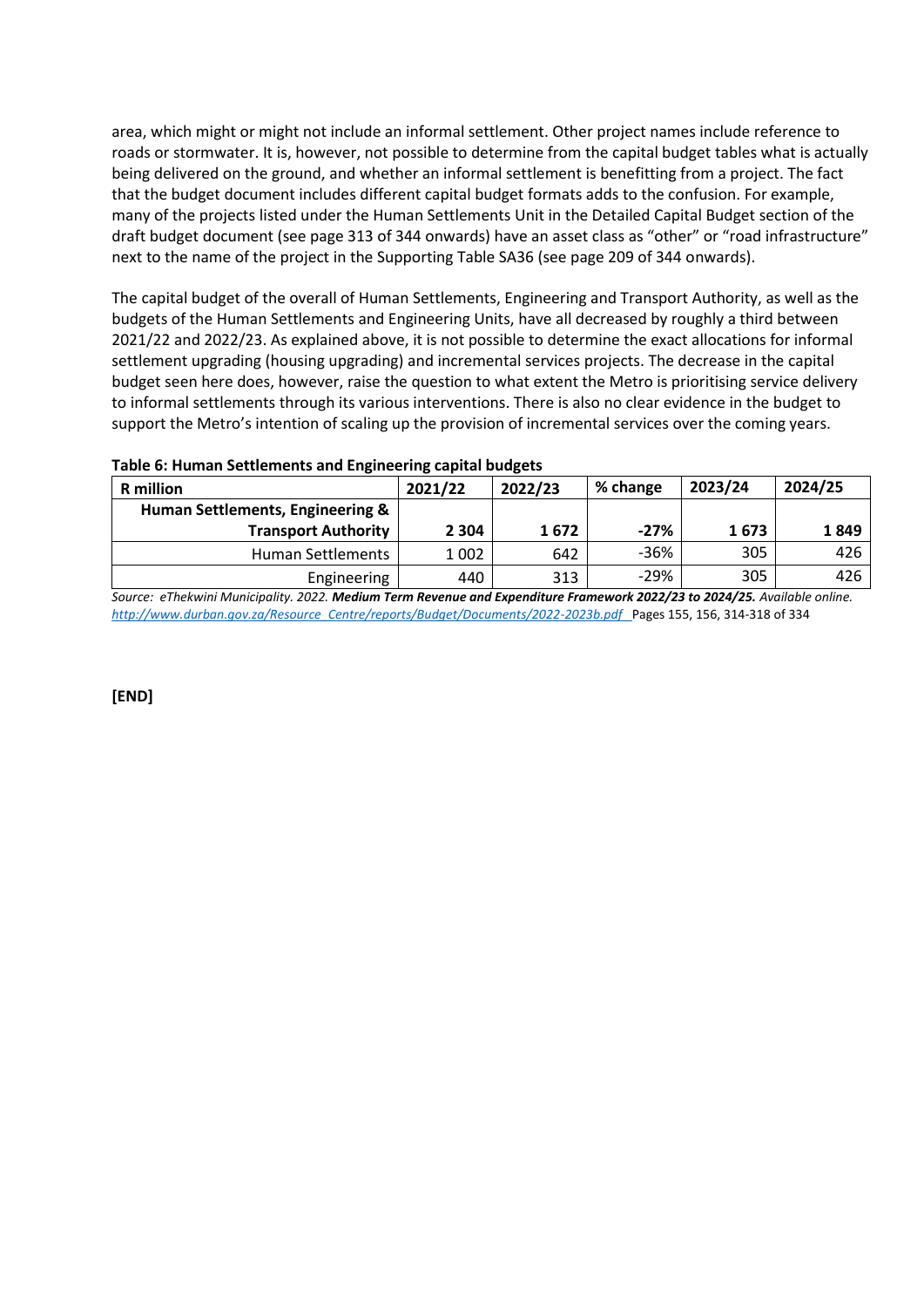area, which might or might not include an informal settlement. Other project names include reference to roads or stormwater. It is, however, not possible to determine from the capital budget tables what is actually being delivered on the ground, and whether an informal settlement is benefitting from a project. The fact that the budget document includes different capital budget formats adds to the confusion. For example, many of the projects listed under the Human Settlements Unit in the Detailed Capital Budget section of the draft budget document (see page 313 of 344 onwards) have an asset class as "other" or "road infrastructure" next to the name of the project in the Supporting Table SA36 (see page 209 of 344 onwards).

The capital budget of the overall of Human Settlements, Engineering and Transport Authority, as well as the budgets of the Human Settlements and Engineering Units, have all decreased by roughly a third between 2021/22 and 2022/23. As explained above, it is not possible to determine the exact allocations for informal settlement upgrading (housing upgrading) and incremental services projects. The decrease in the capital budget seen here does, however, raise the question to what extent the Metro is prioritising service delivery to informal settlements through its various interventions. There is also no clear evidence in the budget to support the Metro's intention of scaling up the provision of incremental services over the coming years.

**Table 6: Human Settlements and Engineering capital budgets**

| R million | 2021/22 | 2022/23 | % change | 2023/24 | 2024/25 |
|---|---|---|---|---|---|
| **Human Settlements, Engineering & Transport Authority** | **2 304** | **1 672** | **-27%** | **1 673** | **1 849** |
| Human Settlements | 1 002 | 642 | -36% | 305 | 426 |
| Engineering | 440 | 313 | -29% | 305 | 426 |

*Source: eThekwini Municipality. 2022.* ***Medium Term Revenue and Expenditure Framework 2022/23 to 2024/25.*** *Available online.* *http://www.durban.gov.za/Resource_Centre/reports/Budget/Documents/2022-2023b.pdf* Pages 155, 156, 314-318 of 334

**[END]**